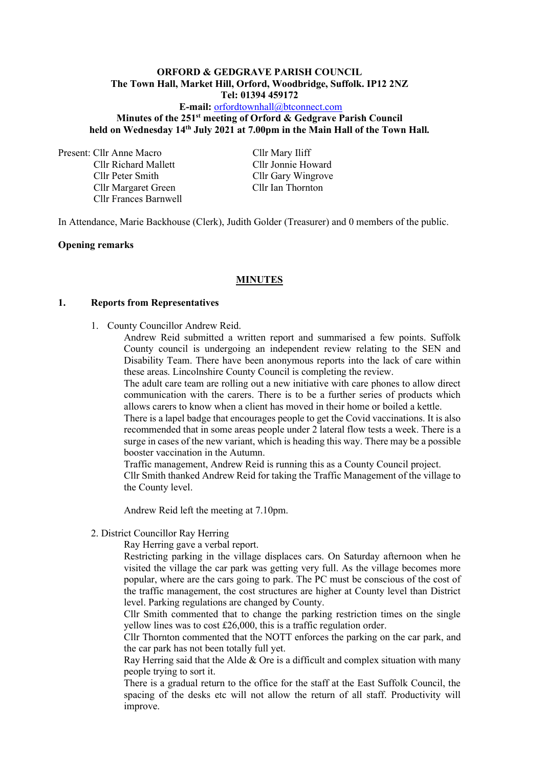**ORFORD & GEDGRAVE PARISH COUNCIL**
**The Town Hall, Market Hill, Orford, Woodbridge, Suffolk. IP12 2NZ**
**Tel: 01394 459172**
**E-mail:** orfordtownhall@btconnect.com
**Minutes of the 251st meeting of Orford & Gedgrave Parish Council**
**held on Wednesday 14th July 2021 at 7.00pm in the Main Hall of the Town Hall.**

Present: Cllr Anne Macro
Cllr Richard Mallett
Cllr Peter Smith
Cllr Margaret Green
Cllr Frances Barnwell
Cllr Mary Iliff
Cllr Jonnie Howard
Cllr Gary Wingrove
Cllr Ian Thornton

In Attendance, Marie Backhouse (Clerk), Judith Golder (Treasurer) and 0 members of the public.

**Opening remarks**

## MINUTES

### 1. Reports from Representatives

1. County Councillor Andrew Reid.

   Andrew Reid submitted a written report and summarised a few points. Suffolk County council is undergoing an independent review relating to the SEN and Disability Team. There have been anonymous reports into the lack of care within these areas. Lincolnshire County Council is completing the review.

   The adult care team are rolling out a new initiative with care phones to allow direct communication with the carers. There is to be a further series of products which allows carers to know when a client has moved in their home or boiled a kettle.

   There is a lapel badge that encourages people to get the Covid vaccinations. It is also recommended that in some areas people under 2 lateral flow tests a week. There is a surge in cases of the new variant, which is heading this way. There may be a possible booster vaccination in the Autumn.

   Traffic management, Andrew Reid is running this as a County Council project.

   Cllr Smith thanked Andrew Reid for taking the Traffic Management of the village to the County level.

   Andrew Reid left the meeting at 7.10pm.

2. District Councillor Ray Herring

   Ray Herring gave a verbal report.

   Restricting parking in the village displaces cars. On Saturday afternoon when he visited the village the car park was getting very full. As the village becomes more popular, where are the cars going to park. The PC must be conscious of the cost of the traffic management, the cost structures are higher at County level than District level. Parking regulations are changed by County.

   Cllr Smith commented that to change the parking restriction times on the single yellow lines was to cost £26,000, this is a traffic regulation order.

   Cllr Thornton commented that the NOTT enforces the parking on the car park, and the car park has not been totally full yet.

   Ray Herring said that the Alde & Ore is a difficult and complex situation with many people trying to sort it.

   There is a gradual return to the office for the staff at the East Suffolk Council, the spacing of the desks etc will not allow the return of all staff. Productivity will improve.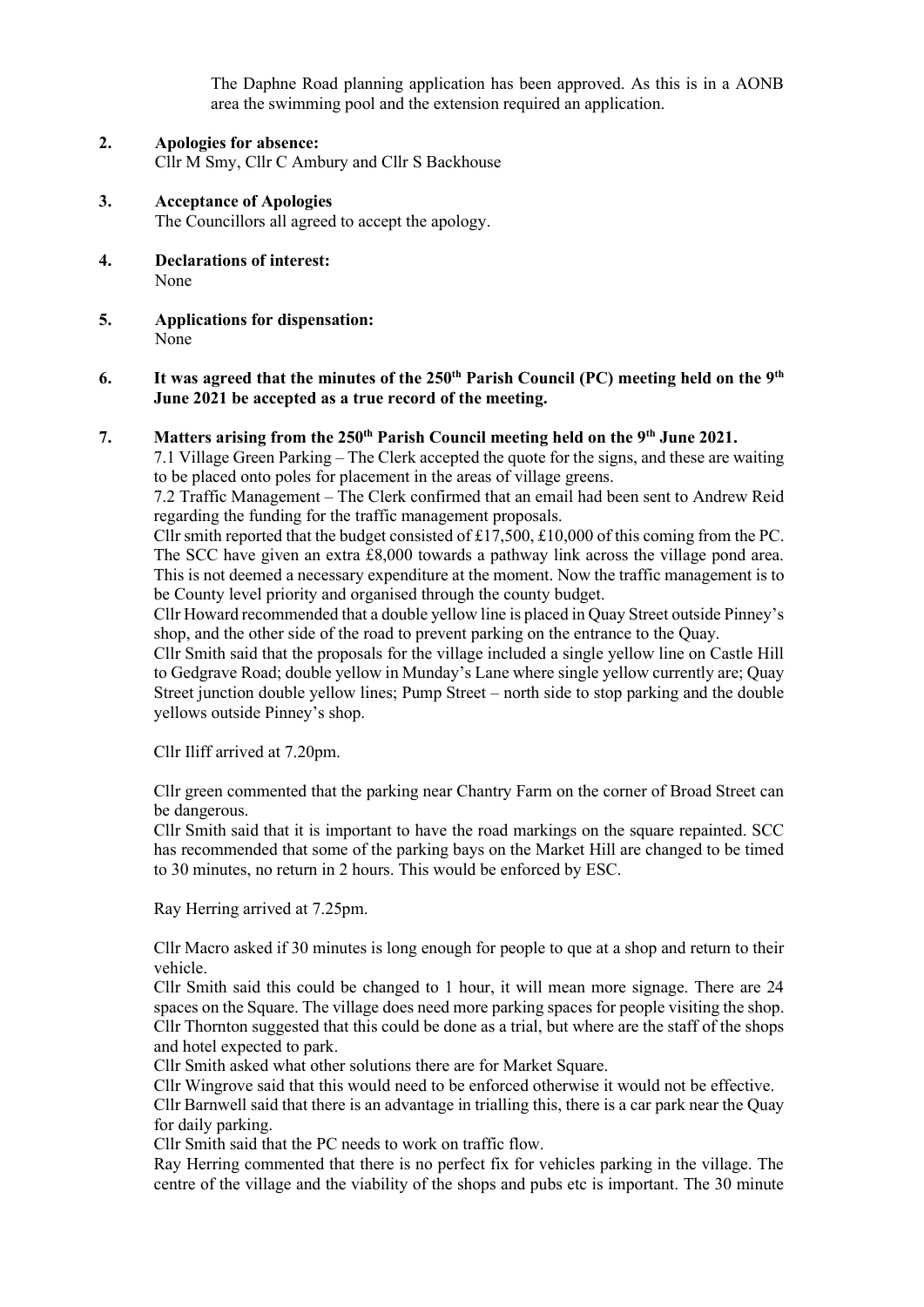The Daphne Road planning application has been approved. As this is in a AONB area the swimming pool and the extension required an application.

**2. Apologies for absence:**

Cllr M Smy, Cllr C Ambury and Cllr S Backhouse

**3. Acceptance of Apologies**

The Councillors all agreed to accept the apology.

**4. Declarations of interest:**

None

**5. Applications for dispensation:**

None

**6. It was agreed that the minutes of the 250th Parish Council (PC) meeting held on the 9th June 2021 be accepted as a true record of the meeting.**

**7. Matters arising from the 250th Parish Council meeting held on the 9th June 2021.**

7.1 Village Green Parking – The Clerk accepted the quote for the signs, and these are waiting to be placed onto poles for placement in the areas of village greens.

7.2 Traffic Management – The Clerk confirmed that an email had been sent to Andrew Reid regarding the funding for the traffic management proposals.

Cllr smith reported that the budget consisted of £17,500, £10,000 of this coming from the PC. The SCC have given an extra £8,000 towards a pathway link across the village pond area. This is not deemed a necessary expenditure at the moment. Now the traffic management is to be County level priority and organised through the county budget.

Cllr Howard recommended that a double yellow line is placed in Quay Street outside Pinney's shop, and the other side of the road to prevent parking on the entrance to the Quay.

Cllr Smith said that the proposals for the village included a single yellow line on Castle Hill to Gedgrave Road; double yellow in Munday's Lane where single yellow currently are; Quay Street junction double yellow lines; Pump Street – north side to stop parking and the double yellows outside Pinney's shop.

Cllr Iliff arrived at 7.20pm.

Cllr green commented that the parking near Chantry Farm on the corner of Broad Street can be dangerous.

Cllr Smith said that it is important to have the road markings on the square repainted. SCC has recommended that some of the parking bays on the Market Hill are changed to be timed to 30 minutes, no return in 2 hours. This would be enforced by ESC.

Ray Herring arrived at 7.25pm.

Cllr Macro asked if 30 minutes is long enough for people to que at a shop and return to their vehicle.

Cllr Smith said this could be changed to 1 hour, it will mean more signage. There are 24 spaces on the Square. The village does need more parking spaces for people visiting the shop.

Cllr Thornton suggested that this could be done as a trial, but where are the staff of the shops and hotel expected to park.

Cllr Smith asked what other solutions there are for Market Square.

Cllr Wingrove said that this would need to be enforced otherwise it would not be effective.

Cllr Barnwell said that there is an advantage in trialling this, there is a car park near the Quay for daily parking.

Cllr Smith said that the PC needs to work on traffic flow.

Ray Herring commented that there is no perfect fix for vehicles parking in the village. The centre of the village and the viability of the shops and pubs etc is important. The 30 minute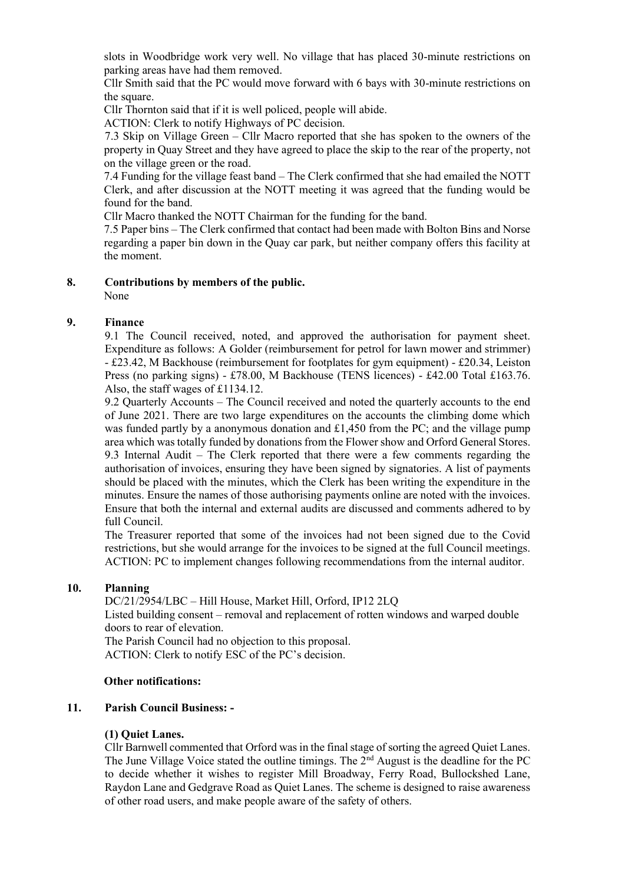slots in Woodbridge work very well. No village that has placed 30-minute restrictions on parking areas have had them removed.

Cllr Smith said that the PC would move forward with 6 bays with 30-minute restrictions on the square.

Cllr Thornton said that if it is well policed, people will abide.

ACTION: Clerk to notify Highways of PC decision.

7.3 Skip on Village Green – Cllr Macro reported that she has spoken to the owners of the property in Quay Street and they have agreed to place the skip to the rear of the property, not on the village green or the road.

7.4 Funding for the village feast band – The Clerk confirmed that she had emailed the NOTT Clerk, and after discussion at the NOTT meeting it was agreed that the funding would be found for the band.

Cllr Macro thanked the NOTT Chairman for the funding for the band.

7.5 Paper bins – The Clerk confirmed that contact had been made with Bolton Bins and Norse regarding a paper bin down in the Quay car park, but neither company offers this facility at the moment.

**8. Contributions by members of the public.**

None

**9. Finance**

9.1 The Council received, noted, and approved the authorisation for payment sheet. Expenditure as follows: A Golder (reimbursement for petrol for lawn mower and strimmer) - £23.42, M Backhouse (reimbursement for footplates for gym equipment) - £20.34, Leiston Press (no parking signs) - £78.00, M Backhouse (TENS licences) - £42.00 Total £163.76. Also, the staff wages of £1134.12.

9.2 Quarterly Accounts – The Council received and noted the quarterly accounts to the end of June 2021. There are two large expenditures on the accounts the climbing dome which was funded partly by a anonymous donation and £1,450 from the PC; and the village pump area which was totally funded by donations from the Flower show and Orford General Stores.

9.3 Internal Audit – The Clerk reported that there were a few comments regarding the authorisation of invoices, ensuring they have been signed by signatories. A list of payments should be placed with the minutes, which the Clerk has been writing the expenditure in the minutes. Ensure the names of those authorising payments online are noted with the invoices. Ensure that both the internal and external audits are discussed and comments adhered to by full Council.

The Treasurer reported that some of the invoices had not been signed due to the Covid restrictions, but she would arrange for the invoices to be signed at the full Council meetings.

ACTION: PC to implement changes following recommendations from the internal auditor.

**10. Planning**

DC/21/2954/LBC – Hill House, Market Hill, Orford, IP12 2LQ

Listed building consent – removal and replacement of rotten windows and warped double doors to rear of elevation.

The Parish Council had no objection to this proposal.

ACTION: Clerk to notify ESC of the PC's decision.

**Other notifications:**

**11. Parish Council Business: -**

**(1) Quiet Lanes.**

Cllr Barnwell commented that Orford was in the final stage of sorting the agreed Quiet Lanes. The June Village Voice stated the outline timings. The 2nd August is the deadline for the PC to decide whether it wishes to register Mill Broadway, Ferry Road, Bullockshed Lane, Raydon Lane and Gedgrave Road as Quiet Lanes. The scheme is designed to raise awareness of other road users, and make people aware of the safety of others.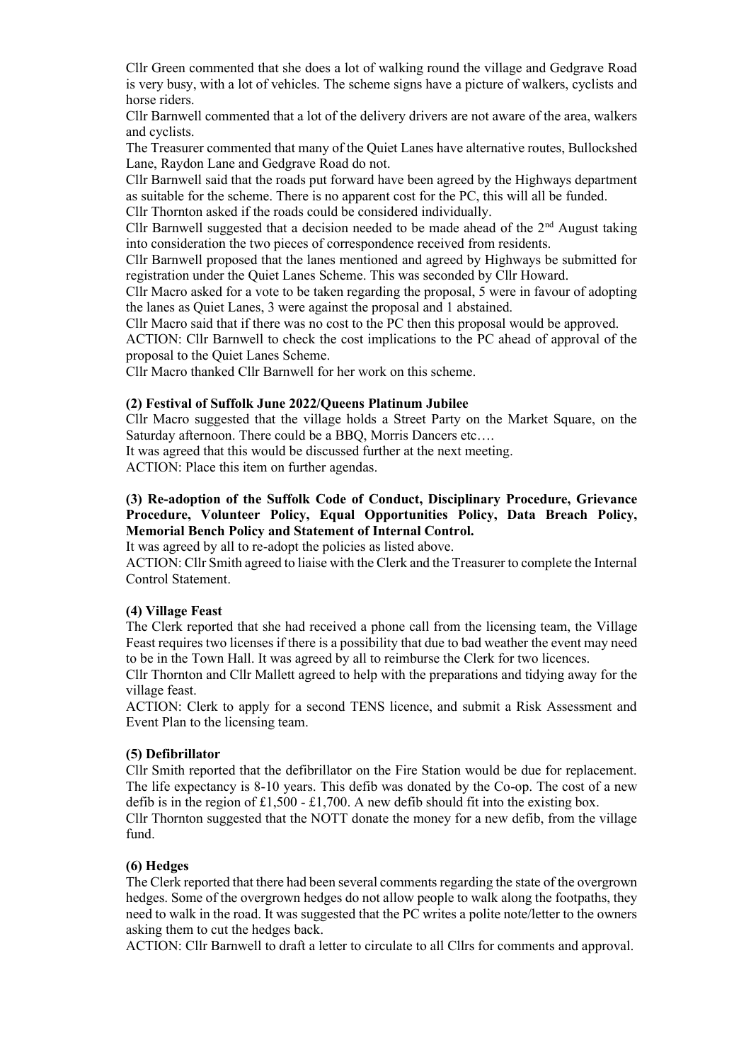Cllr Green commented that she does a lot of walking round the village and Gedgrave Road is very busy, with a lot of vehicles. The scheme signs have a picture of walkers, cyclists and horse riders.

Cllr Barnwell commented that a lot of the delivery drivers are not aware of the area, walkers and cyclists.

The Treasurer commented that many of the Quiet Lanes have alternative routes, Bullockshed Lane, Raydon Lane and Gedgrave Road do not.

Cllr Barnwell said that the roads put forward have been agreed by the Highways department as suitable for the scheme. There is no apparent cost for the PC, this will all be funded.

Cllr Thornton asked if the roads could be considered individually.

Cllr Barnwell suggested that a decision needed to be made ahead of the 2nd August taking into consideration the two pieces of correspondence received from residents.

Cllr Barnwell proposed that the lanes mentioned and agreed by Highways be submitted for registration under the Quiet Lanes Scheme. This was seconded by Cllr Howard.

Cllr Macro asked for a vote to be taken regarding the proposal, 5 were in favour of adopting the lanes as Quiet Lanes, 3 were against the proposal and 1 abstained.

Cllr Macro said that if there was no cost to the PC then this proposal would be approved.

ACTION: Cllr Barnwell to check the cost implications to the PC ahead of approval of the proposal to the Quiet Lanes Scheme.

Cllr Macro thanked Cllr Barnwell for her work on this scheme.

**(2) Festival of Suffolk June 2022/Queens Platinum Jubilee**

Cllr Macro suggested that the village holds a Street Party on the Market Square, on the Saturday afternoon. There could be a BBQ, Morris Dancers etc….

It was agreed that this would be discussed further at the next meeting.

ACTION: Place this item on further agendas.

**(3) Re-adoption of the Suffolk Code of Conduct, Disciplinary Procedure, Grievance Procedure, Volunteer Policy, Equal Opportunities Policy, Data Breach Policy, Memorial Bench Policy and Statement of Internal Control.**

It was agreed by all to re-adopt the policies as listed above.

ACTION: Cllr Smith agreed to liaise with the Clerk and the Treasurer to complete the Internal Control Statement.

**(4) Village Feast**

The Clerk reported that she had received a phone call from the licensing team, the Village Feast requires two licenses if there is a possibility that due to bad weather the event may need to be in the Town Hall. It was agreed by all to reimburse the Clerk for two licences.

Cllr Thornton and Cllr Mallett agreed to help with the preparations and tidying away for the village feast.

ACTION: Clerk to apply for a second TENS licence, and submit a Risk Assessment and Event Plan to the licensing team.

**(5) Defibrillator**

Cllr Smith reported that the defibrillator on the Fire Station would be due for replacement. The life expectancy is 8-10 years. This defib was donated by the Co-op. The cost of a new defib is in the region of £1,500 - £1,700. A new defib should fit into the existing box.

Cllr Thornton suggested that the NOTT donate the money for a new defib, from the village fund.

**(6) Hedges**

The Clerk reported that there had been several comments regarding the state of the overgrown hedges. Some of the overgrown hedges do not allow people to walk along the footpaths, they need to walk in the road. It was suggested that the PC writes a polite note/letter to the owners asking them to cut the hedges back.

ACTION: Cllr Barnwell to draft a letter to circulate to all Cllrs for comments and approval.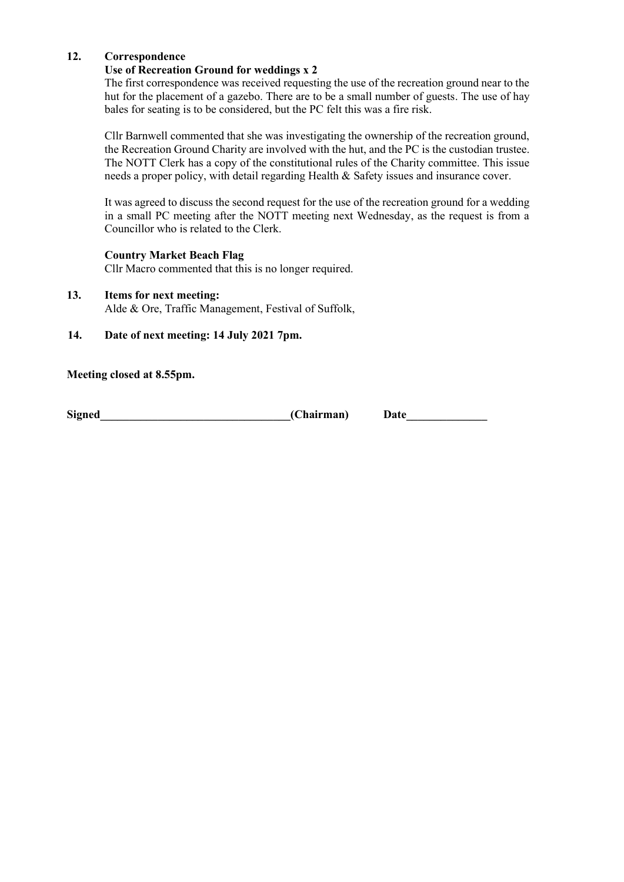**12. Correspondence**

**Use of Recreation Ground for weddings x 2**

The first correspondence was received requesting the use of the recreation ground near to the hut for the placement of a gazebo. There are to be a small number of guests. The use of hay bales for seating is to be considered, but the PC felt this was a fire risk.

Cllr Barnwell commented that she was investigating the ownership of the recreation ground, the Recreation Ground Charity are involved with the hut, and the PC is the custodian trustee. The NOTT Clerk has a copy of the constitutional rules of the Charity committee. This issue needs a proper policy, with detail regarding Health & Safety issues and insurance cover.

It was agreed to discuss the second request for the use of the recreation ground for a wedding in a small PC meeting after the NOTT meeting next Wednesday, as the request is from a Councillor who is related to the Clerk.

**Country Market Beach Flag**

Cllr Macro commented that this is no longer required.

**13. Items for next meeting:**

Alde & Ore, Traffic Management, Festival of Suffolk,

**14. Date of next meeting: 14 July 2021 7pm.**

**Meeting closed at 8.55pm.**

**Signed________________________________(Chairman) Date______________**